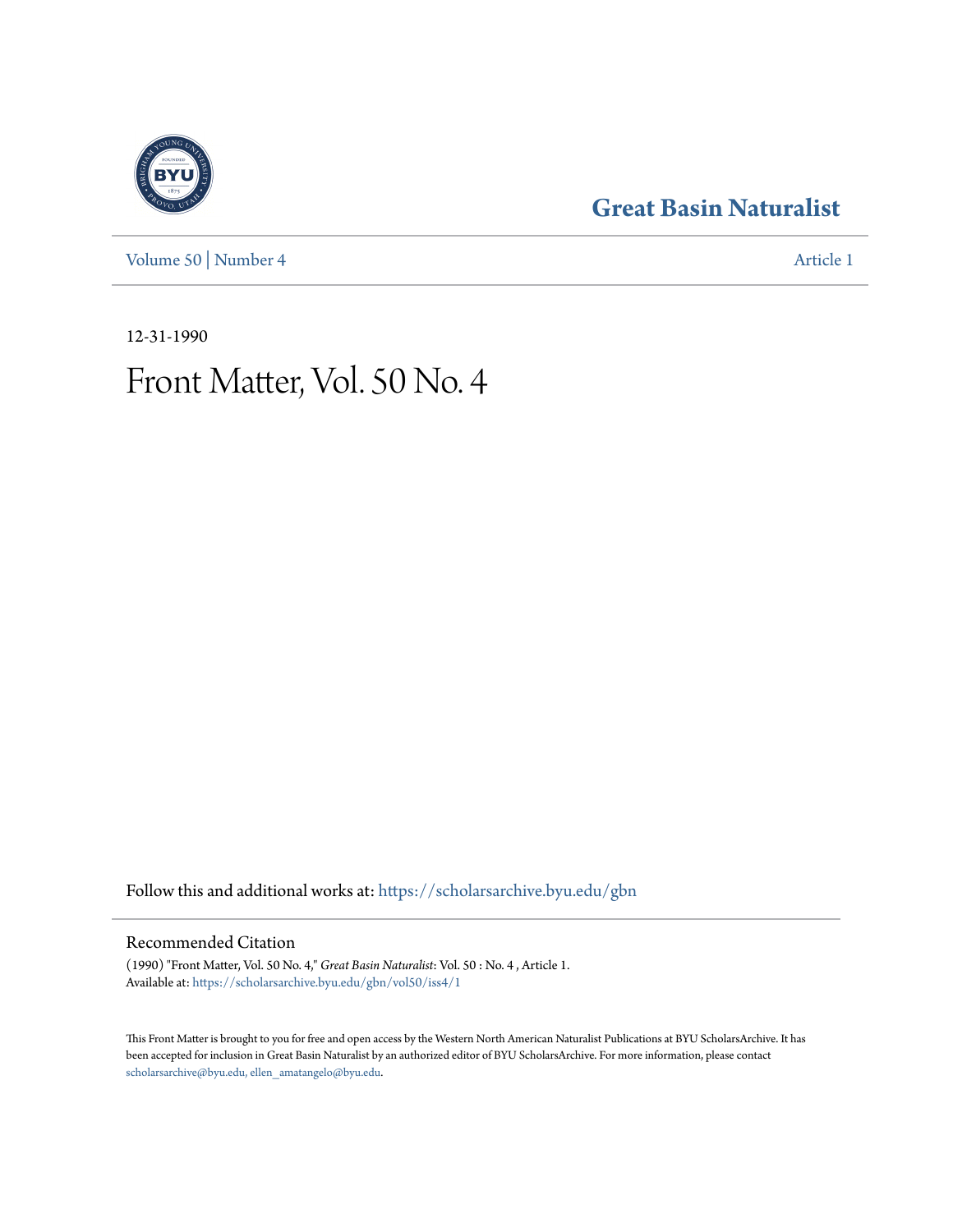# Great Basin Naturalist

Volume 50 | Number 4 Article 1

12-31-1990

# Front Matter, Vol. 50 No. 4

Follow this and additional works at: https://scholarsarchive.byu.edu/gbn

## Recommended Citation

(1990) "Front Matter, Vol. 50 No. 4," *Great Basin Naturalist*: Vol. 50 : No. 4 , Article 1.
Available at: https://scholarsarchive.byu.edu/gbn/vol50/iss4/1

This Front Matter is brought to you for free and open access by the Western North American Naturalist Publications at BYU ScholarsArchive. It has been accepted for inclusion in Great Basin Naturalist by an authorized editor of BYU ScholarsArchive. For more information, please contact scholarsarchive@byu.edu, ellen_amatangelo@byu.edu.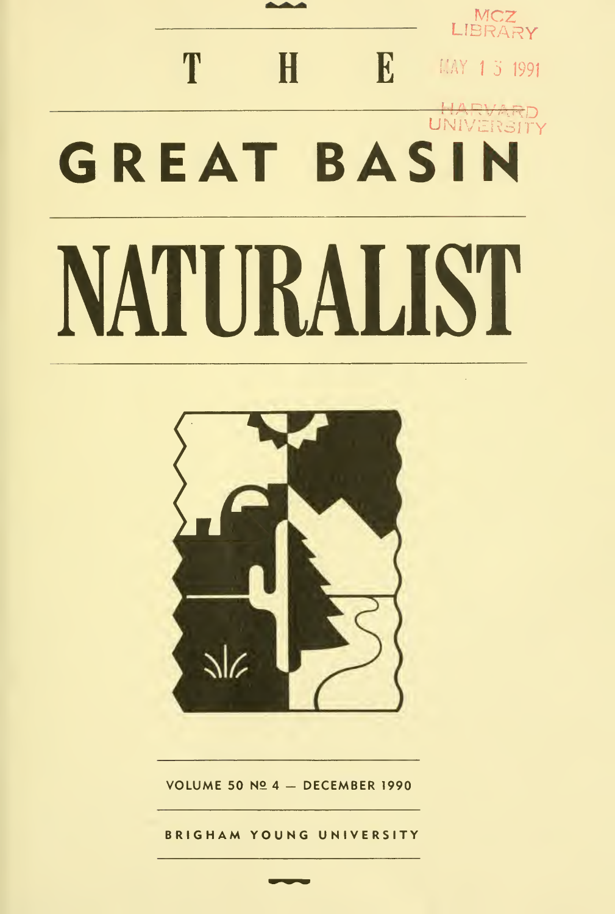MCZ LIBRARY

MAY 1 5 1991

HARVARD UNIVERSITY

# THE GREAT BASIN NATURALIST

VOLUME 50 № 4 — DECEMBER 1990

BRIGHAM YOUNG UNIVERSITY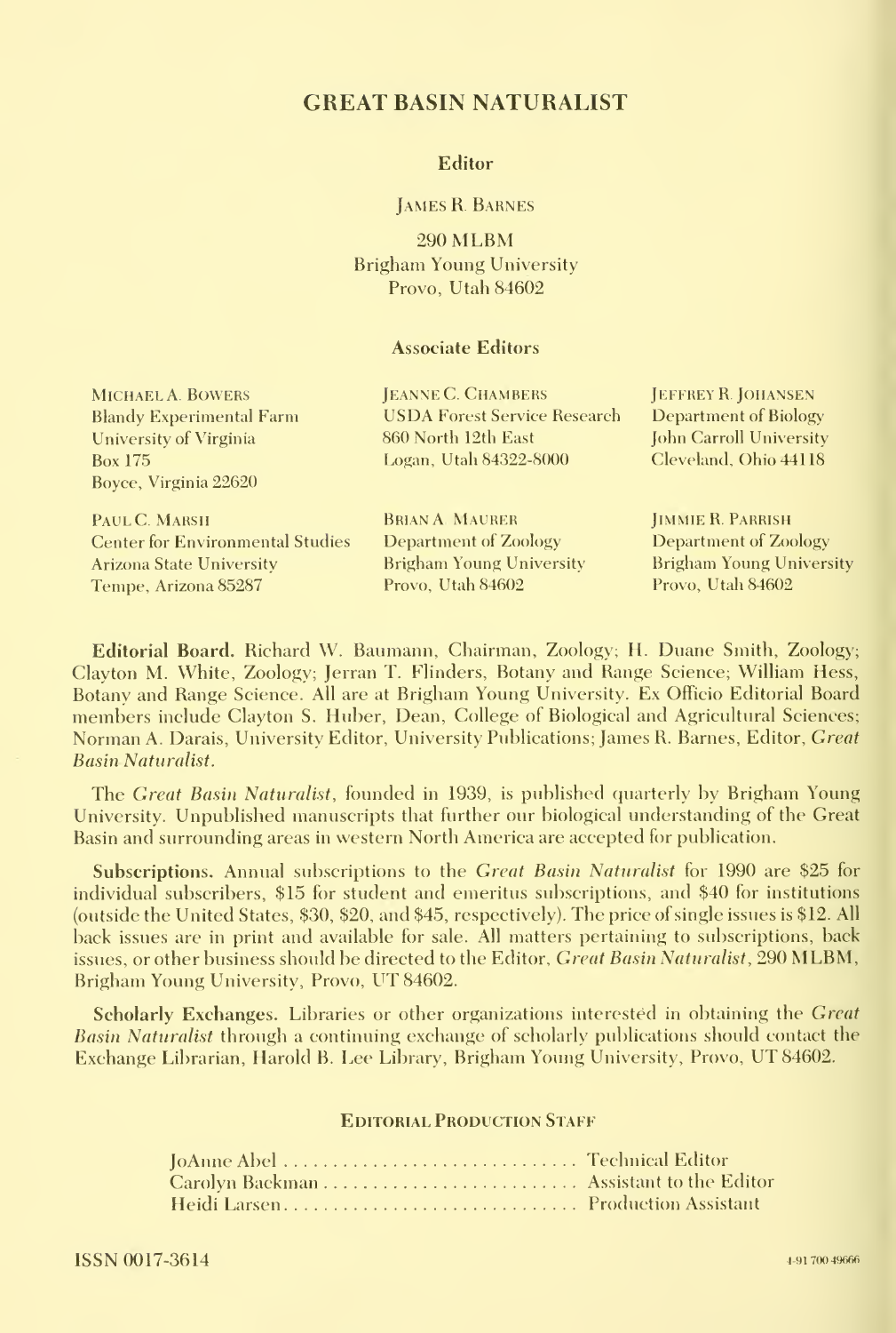# GREAT BASIN NATURALIST

## Editor

JAMES R. BARNES

290 MLBM
Brigham Young University
Provo, Utah 84602

## Associate Editors

MICHAEL A. BOWERS
Blandy Experimental Farm
University of Virginia
Box 175
Boyce, Virginia 22620

JEANNE C. CHAMBERS
USDA Forest Service Research
860 North 12th East
Logan, Utah 84322-8000

JEFFREY R. JOHANSEN
Department of Biology
John Carroll University
Cleveland, Ohio 44118

PAUL C. MARSH
Center for Environmental Studies
Arizona State University
Tempe, Arizona 85287

BRIAN A. MAURER
Department of Zoology
Brigham Young University
Provo, Utah 84602

JIMMIE R. PARRISH
Department of Zoology
Brigham Young University
Provo, Utah 84602

**Editorial Board.** Richard W. Baumann, Chairman, Zoology; H. Duane Smith, Zoology; Clayton M. White, Zoology; Jerran T. Flinders, Botany and Range Science; William Hess, Botany and Range Science. All are at Brigham Young University. Ex Officio Editorial Board members include Clayton S. Huber, Dean, College of Biological and Agricultural Sciences; Norman A. Darais, University Editor, University Publications; James R. Barnes, Editor, *Great Basin Naturalist.*

The *Great Basin Naturalist*, founded in 1939, is published quarterly by Brigham Young University. Unpublished manuscripts that further our biological understanding of the Great Basin and surrounding areas in western North America are accepted for publication.

**Subscriptions.** Annual subscriptions to the *Great Basin Naturalist* for 1990 are $25 for individual subscribers, $15 for student and emeritus subscriptions, and $40 for institutions (outside the United States, $30, $20, and $45, respectively). The price of single issues is $12. All back issues are in print and available for sale. All matters pertaining to subscriptions, back issues, or other business should be directed to the Editor, *Great Basin Naturalist*, 290 MLBM, Brigham Young University, Provo, UT 84602.

**Scholarly Exchanges.** Libraries or other organizations interested in obtaining the *Great Basin Naturalist* through a continuing exchange of scholarly publications should contact the Exchange Librarian, Harold B. Lee Library, Brigham Young University, Provo, UT 84602.

### EDITORIAL PRODUCTION STAFF

JoAnne Abel .............................. Technical Editor
Carolyn Backman .......................... Assistant to the Editor
Heidi Larsen .............................. Production Assistant

ISSN 0017-3614

4-91 700 49666